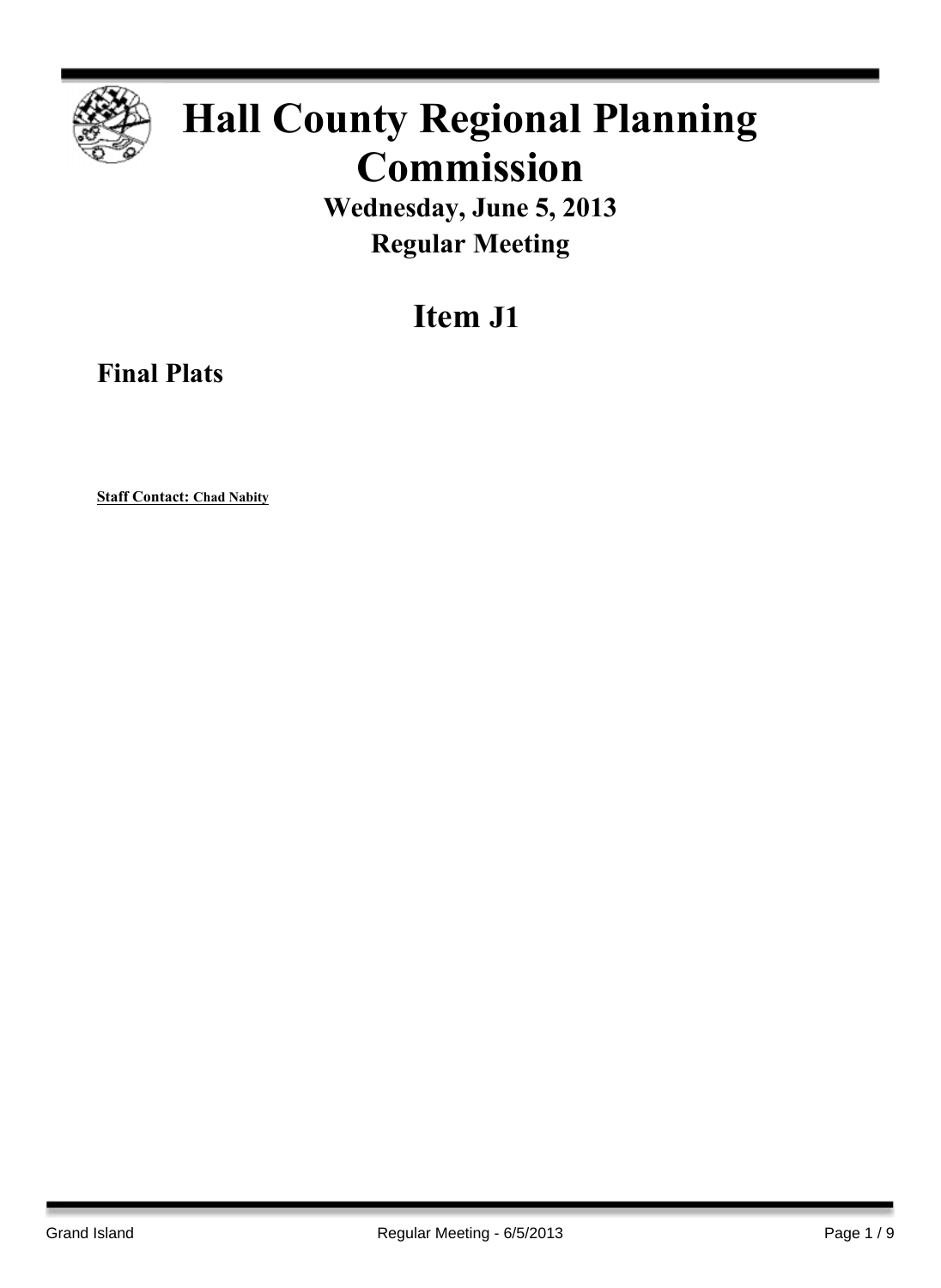# Hall County Regional Planning Commission

**Wednesday, June 5, 2013**

**Regular Meeting**

## Item J1

### Final Plats

**Staff Contact: Chad Nabity**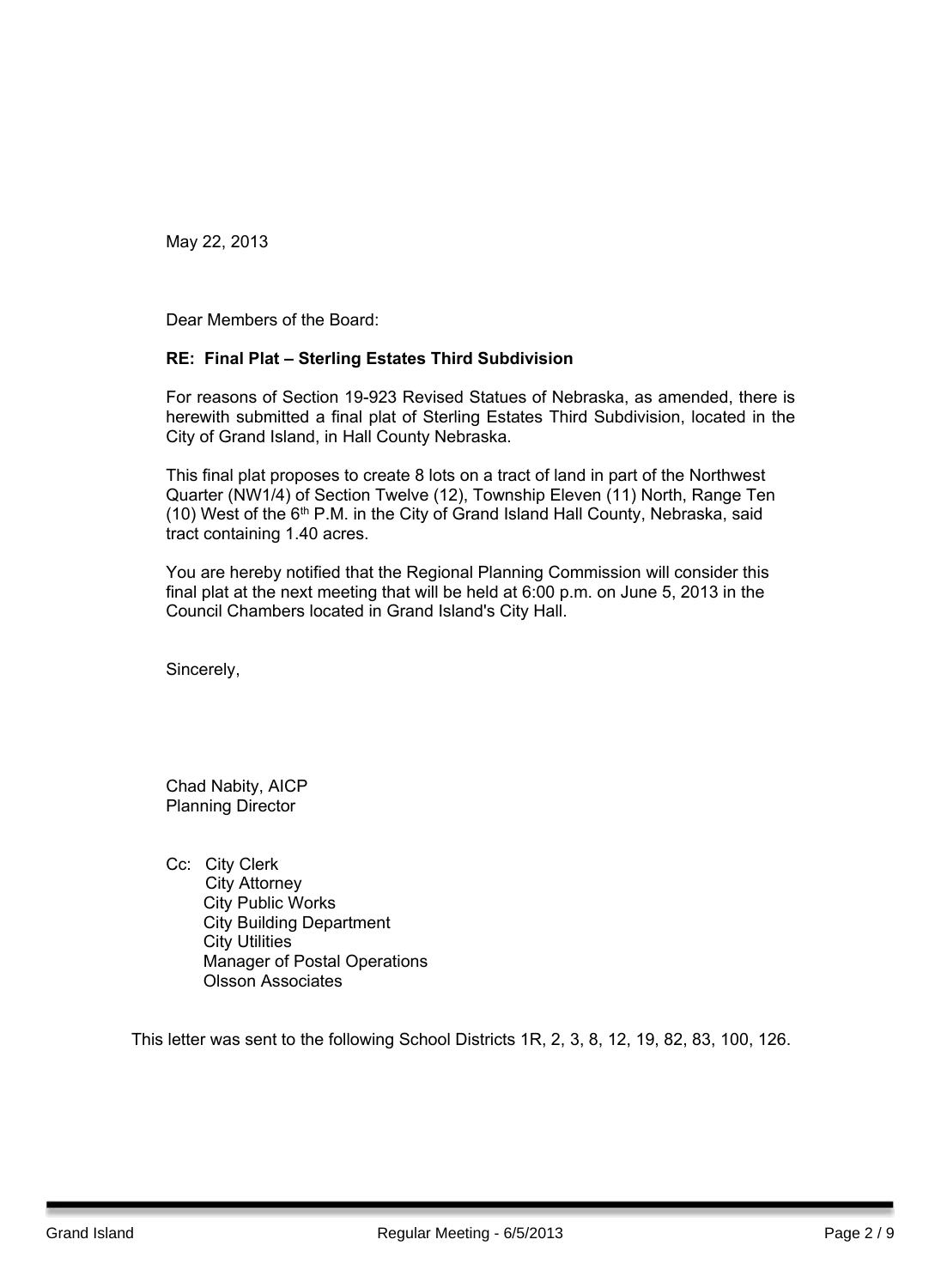May 22, 2013

Dear Members of the Board:

**RE: Final Plat – Sterling Estates Third Subdivision**

For reasons of Section 19-923 Revised Statues of Nebraska, as amended, there is herewith submitted a final plat of Sterling Estates Third Subdivision, located in the City of Grand Island, in Hall County Nebraska.

This final plat proposes to create 8 lots on a tract of land in part of the Northwest Quarter (NW1/4) of Section Twelve (12), Township Eleven (11) North, Range Ten (10) West of the 6th P.M. in the City of Grand Island Hall County, Nebraska, said tract containing 1.40 acres.

You are hereby notified that the Regional Planning Commission will consider this final plat at the next meeting that will be held at 6:00 p.m. on June 5, 2013 in the Council Chambers located in Grand Island's City Hall.

Sincerely,

Chad Nabity, AICP
Planning Director

Cc: City Clerk
City Attorney
City Public Works
City Building Department
City Utilities
Manager of Postal Operations
Olsson Associates

This letter was sent to the following School Districts 1R, 2, 3, 8, 12, 19, 82, 83, 100, 126.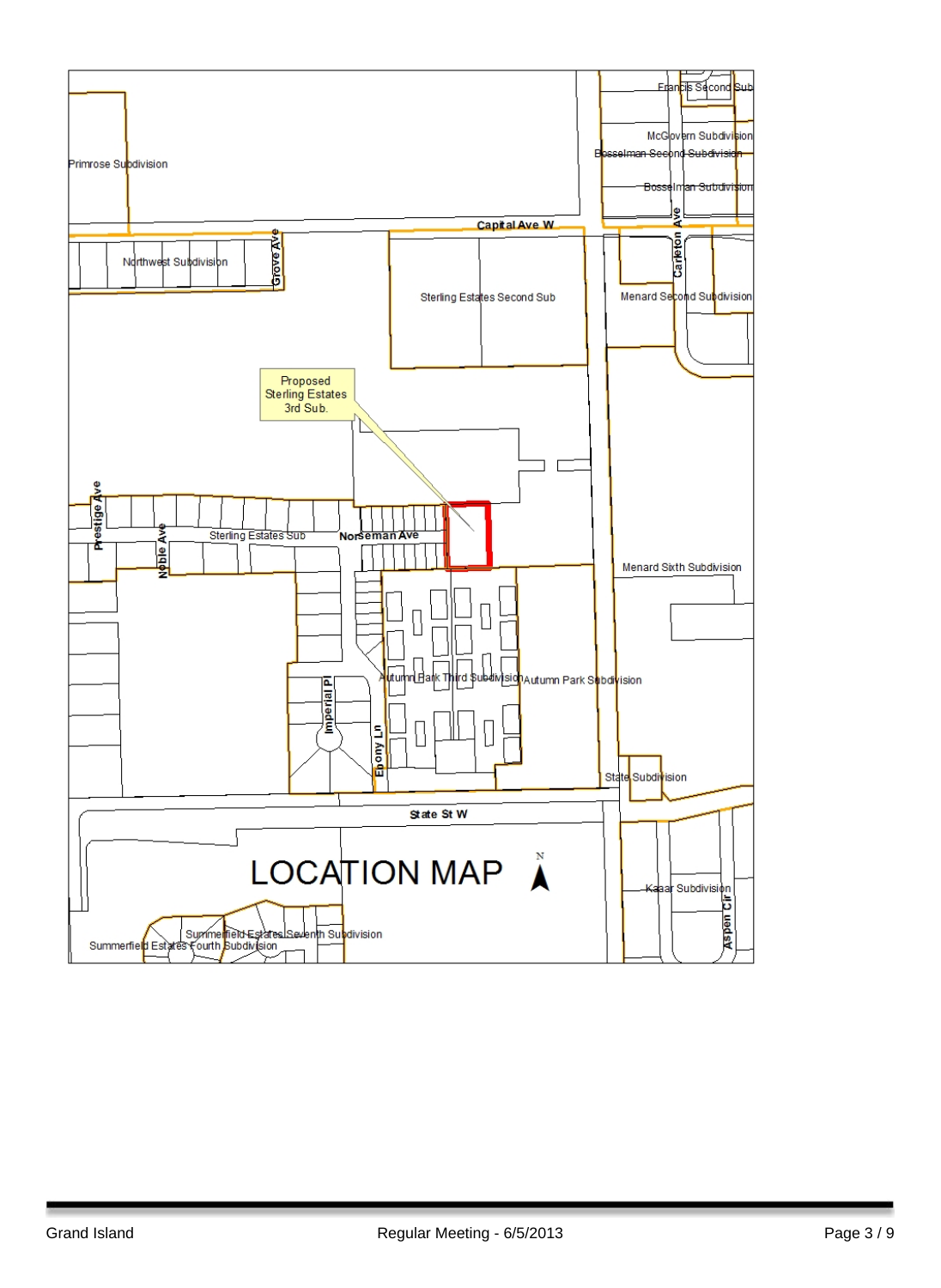# LOCATION MAP

Proposed Sterling Estates 3rd Sub.

Primrose Subdivision

Northwest Subdivision

Grove Ave

Capital Ave W

Sterling Estates Second Sub

Francis Second Sub

McGlovern Subdivision

Bosselman Second Subdivision

Bosselman Subdivision

Carleton Ave

Menard Second Subdivision

Prestige Ave

Noble Ave

Sterling Estates Sub

Norseman Ave

Menard Sixth Subdivision

Imperial Pl

Ebony Ln

Autumn Park Third Subdivision

Autumn Park Subdivision

State Subdivision

State St W

Kaaar Subdivision

Aspen Cir

Summerfield Estates Seventh Subdivision

Summerfield Estates Fourth Subdivision

N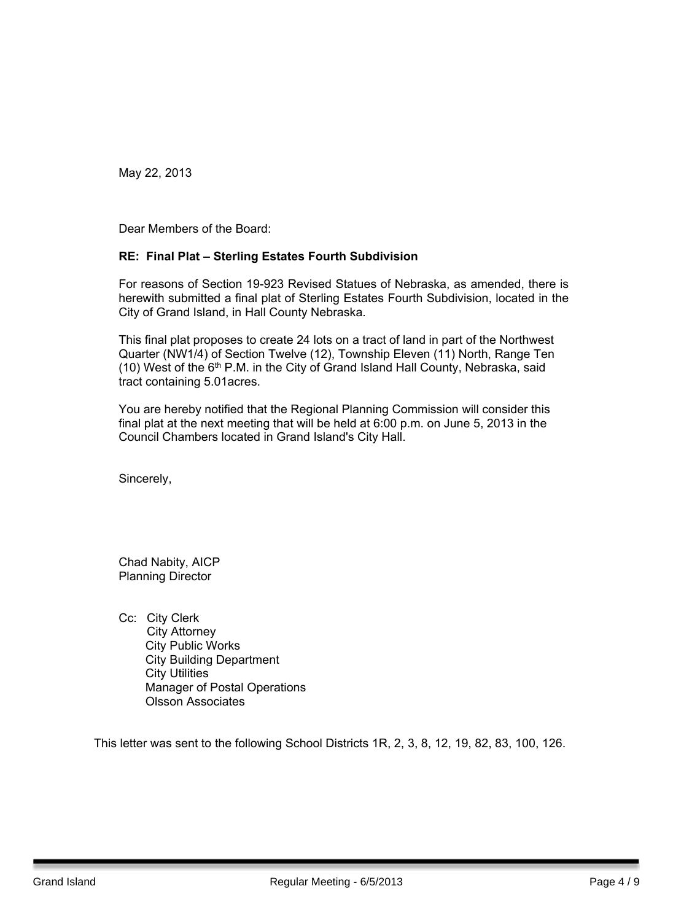May 22, 2013

Dear Members of the Board:

**RE: Final Plat – Sterling Estates Fourth Subdivision**

For reasons of Section 19-923 Revised Statues of Nebraska, as amended, there is herewith submitted a final plat of Sterling Estates Fourth Subdivision, located in the City of Grand Island, in Hall County Nebraska.

This final plat proposes to create 24 lots on a tract of land in part of the Northwest Quarter (NW1/4) of Section Twelve (12), Township Eleven (11) North, Range Ten (10) West of the 6th P.M. in the City of Grand Island Hall County, Nebraska, said tract containing 5.01acres.

You are hereby notified that the Regional Planning Commission will consider this final plat at the next meeting that will be held at 6:00 p.m. on June 5, 2013 in the Council Chambers located in Grand Island's City Hall.

Sincerely,

Chad Nabity, AICP
Planning Director

Cc: City Clerk
City Attorney
City Public Works
City Building Department
City Utilities
Manager of Postal Operations
Olsson Associates

This letter was sent to the following School Districts 1R, 2, 3, 8, 12, 19, 82, 83, 100, 126.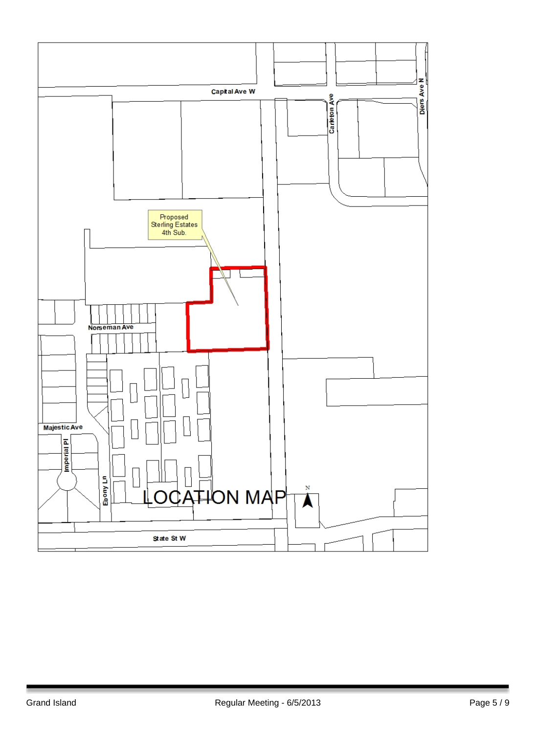Capital Ave W

Carleton Ave

Diers Ave N

Proposed
Sterling Estates
4th Sub.

Norseman Ave

Majestic Ave

Imperial Pl

Ebony Ln

# LOCATION MAP

N

State St W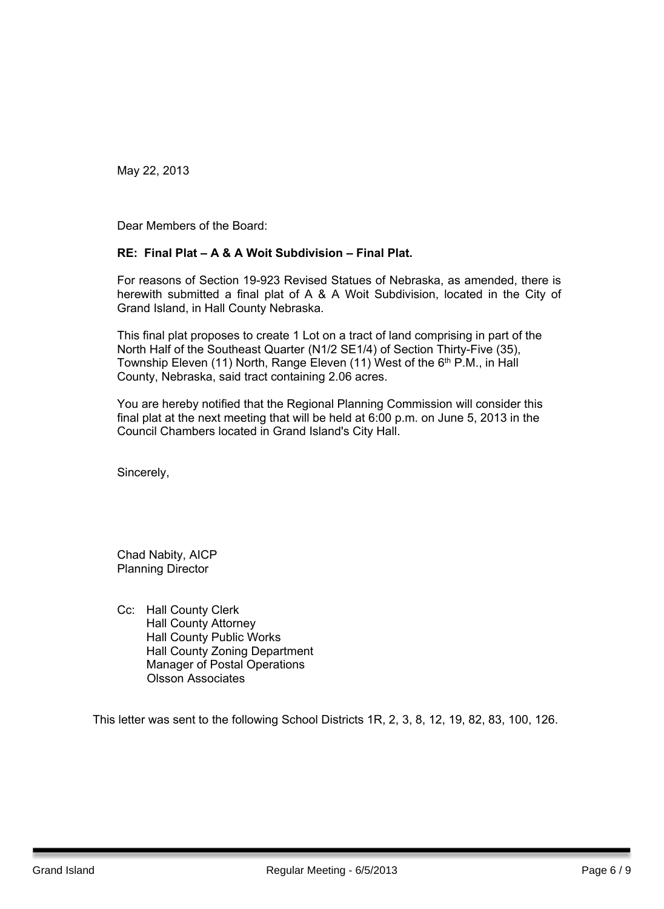May 22, 2013

Dear Members of the Board:

**RE: Final Plat – A & A Woit Subdivision – Final Plat.**

For reasons of Section 19-923 Revised Statues of Nebraska, as amended, there is herewith submitted a final plat of A & A Woit Subdivision, located in the City of Grand Island, in Hall County Nebraska.

This final plat proposes to create 1 Lot on a tract of land comprising in part of the North Half of the Southeast Quarter (N1/2 SE1/4) of Section Thirty-Five (35), Township Eleven (11) North, Range Eleven (11) West of the 6th P.M., in Hall County, Nebraska, said tract containing 2.06 acres.

You are hereby notified that the Regional Planning Commission will consider this final plat at the next meeting that will be held at 6:00 p.m. on June 5, 2013 in the Council Chambers located in Grand Island's City Hall.

Sincerely,

Chad Nabity, AICP
Planning Director

Cc: Hall County Clerk
Hall County Attorney
Hall County Public Works
Hall County Zoning Department
Manager of Postal Operations
Olsson Associates

This letter was sent to the following School Districts 1R, 2, 3, 8, 12, 19, 82, 83, 100, 126.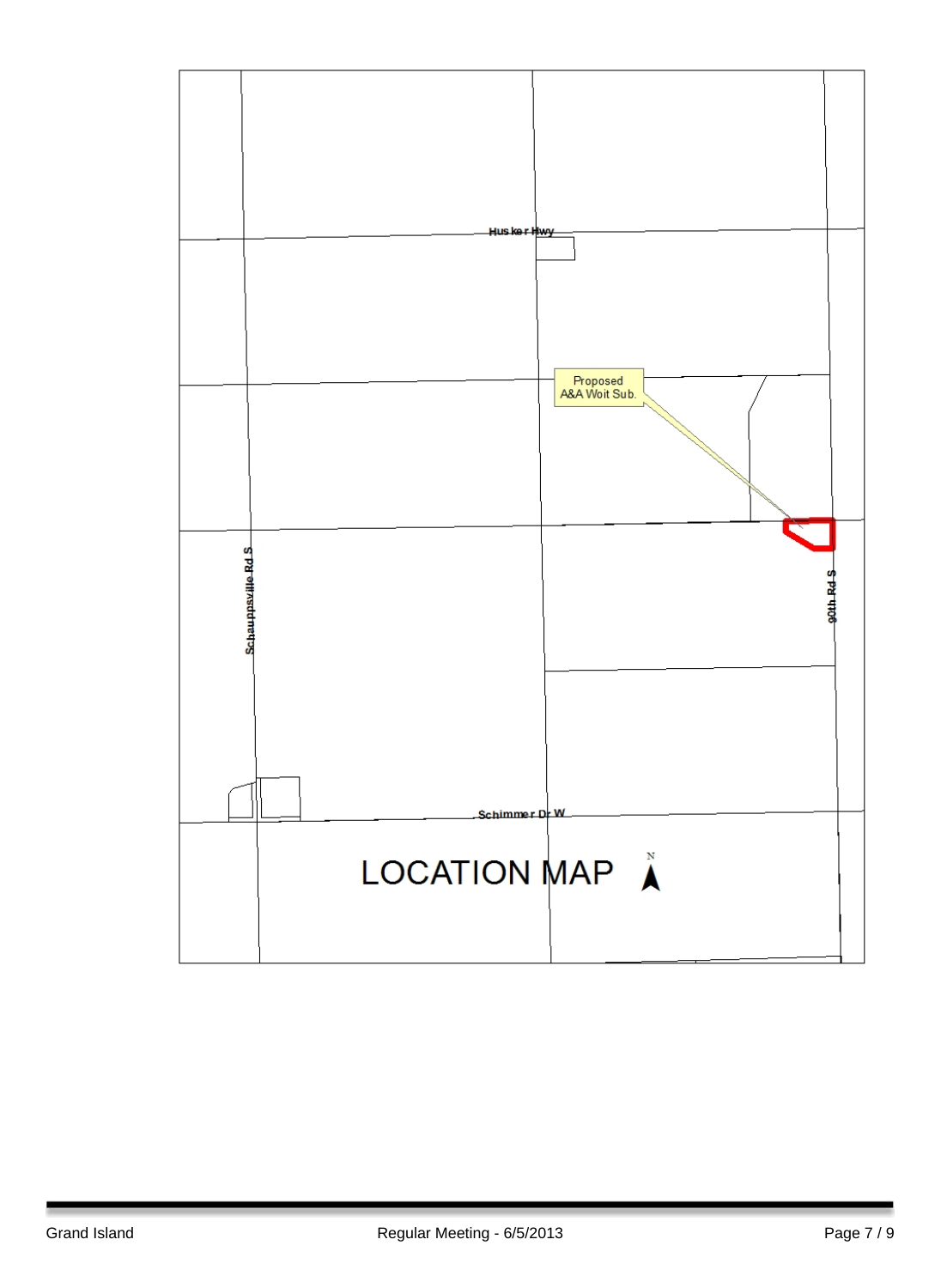Husker Hwy

Proposed A&A Woit Sub.

Schauppsville Rd S

90th Rd S

Schimmer Dr W

# LOCATION MAP

N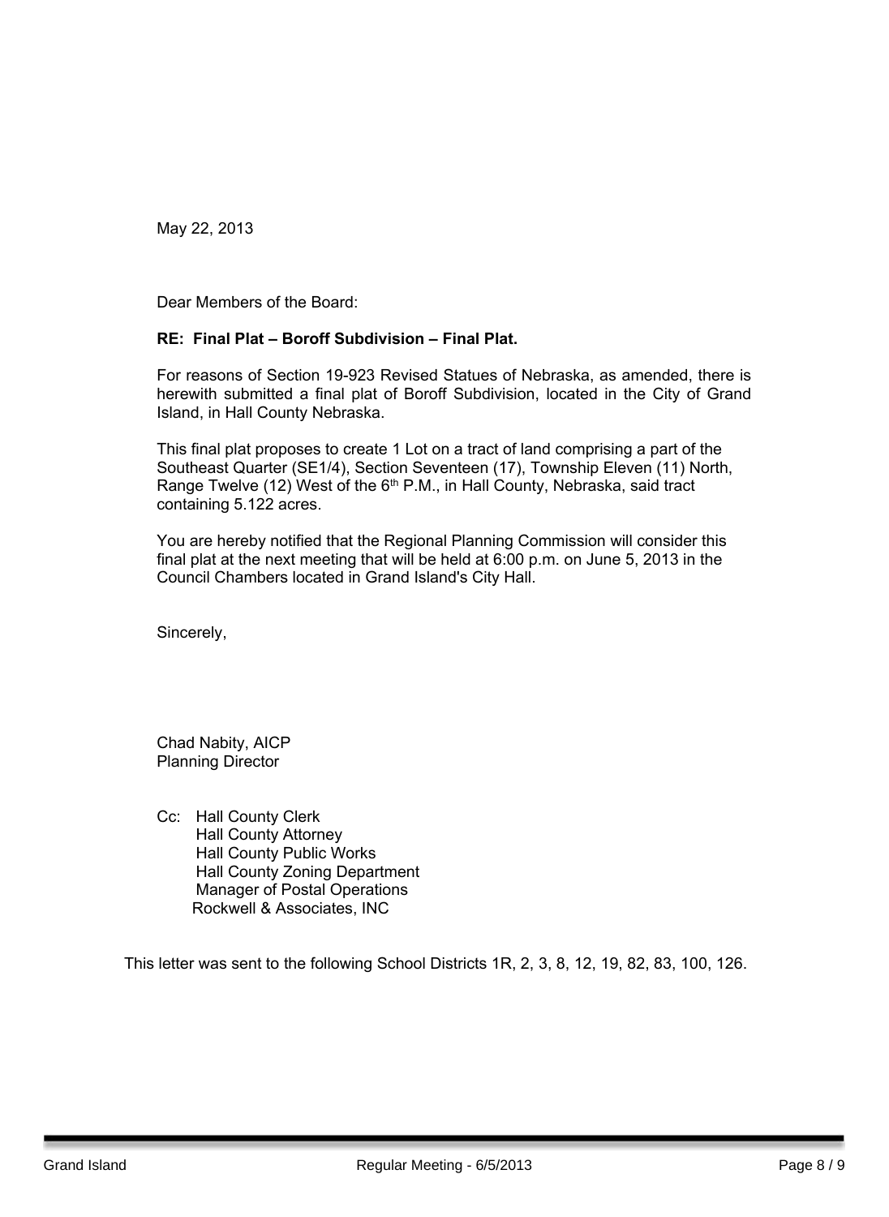May 22, 2013

Dear Members of the Board:

**RE: Final Plat – Boroff Subdivision – Final Plat.**

For reasons of Section 19-923 Revised Statues of Nebraska, as amended, there is herewith submitted a final plat of Boroff Subdivision, located in the City of Grand Island, in Hall County Nebraska.

This final plat proposes to create 1 Lot on a tract of land comprising a part of the Southeast Quarter (SE1/4), Section Seventeen (17), Township Eleven (11) North, Range Twelve (12) West of the 6th P.M., in Hall County, Nebraska, said tract containing 5.122 acres.

You are hereby notified that the Regional Planning Commission will consider this final plat at the next meeting that will be held at 6:00 p.m. on June 5, 2013 in the Council Chambers located in Grand Island's City Hall.

Sincerely,

Chad Nabity, AICP
Planning Director

Cc: Hall County Clerk
Hall County Attorney
Hall County Public Works
Hall County Zoning Department
Manager of Postal Operations
Rockwell & Associates, INC

This letter was sent to the following School Districts 1R, 2, 3, 8, 12, 19, 82, 83, 100, 126.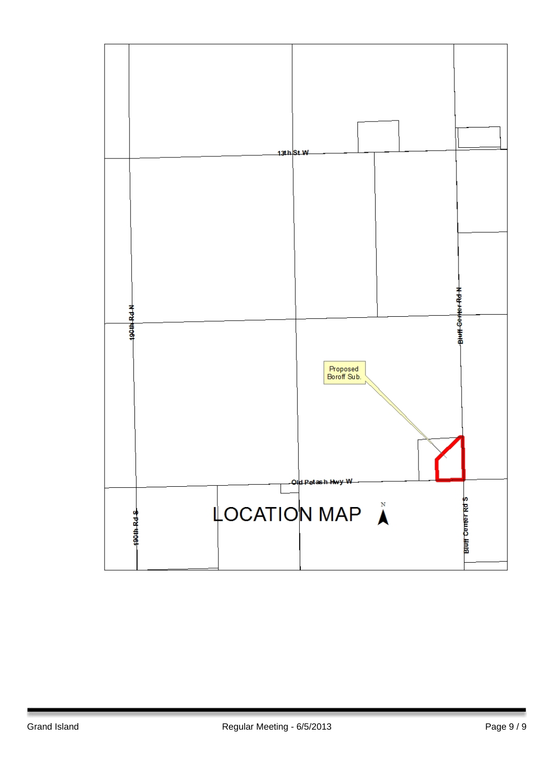13th St W

190th Rd N

Bluff Center Rd N

Proposed
Boroff Sub.

Old Potash Hwy W

190th Rd S

LOCATION MAP

N

Bluff Center Rd S